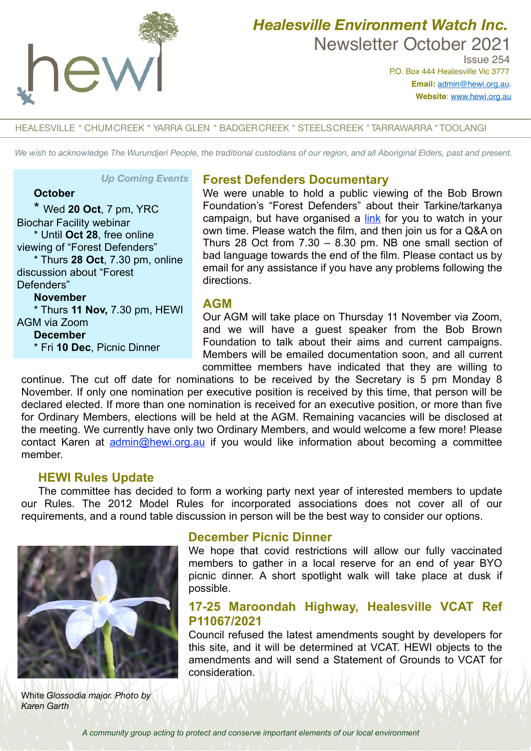# Healesville Environment Watch Inc.

## Newsletter October 2021

Issue 254

P.O. Box 444 Healesville Vic 3777

**Email:** admin@hewi.org.au.

**Website**: www.hewi.org.au

HEALESVILLE * CHUM CREEK * YARRA GLEN * BADGER CREEK * STEELS CREEK * TARRAWARRA * TOOLANGI

*We wish to acknowledge The Wurundjeri People, the traditional custodians of our region, and all Aboriginal Elders, past and present.*

*Up Coming Events*

**October**

* Wed **20 Oct**, 7 pm, YRC Biochar Facility webinar
* Until **Oct 28**, free online viewing of "Forest Defenders"
* Thurs **28 Oct**, 7.30 pm, online discussion about "Forest Defenders"

**November**

* Thurs **11 Nov,** 7.30 pm, HEWI AGM via Zoom

**December**

* Fri **10 Dec**, Picnic Dinner

### Forest Defenders Documentary

We were unable to hold a public viewing of the Bob Brown Foundation's "Forest Defenders" about their Tarkine/tarkanya campaign, but have organised a link for you to watch in your own time. Please watch the film, and then join us for a Q&A on Thurs 28 Oct from 7.30 – 8.30 pm. NB one small section of bad language towards the end of the film. Please contact us by email for any assistance if you have any problems following the directions.

### AGM

Our AGM will take place on Thursday 11 November via Zoom, and we will have a guest speaker from the Bob Brown Foundation to talk about their aims and current campaigns. Members will be emailed documentation soon, and all current committee members have indicated that they are willing to continue. The cut off date for nominations to be received by the Secretary is 5 pm Monday 8 November. If only one nomination per executive position is received by this time, that person will be declared elected. If more than one nomination is received for an executive position, or more than five for Ordinary Members, elections will be held at the AGM. Remaining vacancies will be disclosed at the meeting. We currently have only two Ordinary Members, and would welcome a few more! Please contact Karen at admin@hewi.org.au if you would like information about becoming a committee member.

### HEWI Rules Update

The committee has decided to form a working party next year of interested members to update our Rules. The 2012 Model Rules for incorporated associations does not cover all of our requirements, and a round table discussion in person will be the best way to consider our options.

### December Picnic Dinner

We hope that covid restrictions will allow our fully vaccinated members to gather in a local reserve for an end of year BYO picnic dinner. A short spotlight walk will take place at dusk if possible.

### 17-25 Maroondah Highway, Healesville VCAT Ref P11067/2021

Council refused the latest amendments sought by developers for this site, and it will be determined at VCAT. HEWI objects to the amendments and will send a Statement of Grounds to VCAT for consideration.

White *Glossodia major. Photo by Karen Garth*

*A community group acting to protect and conserve important elements of our local environment*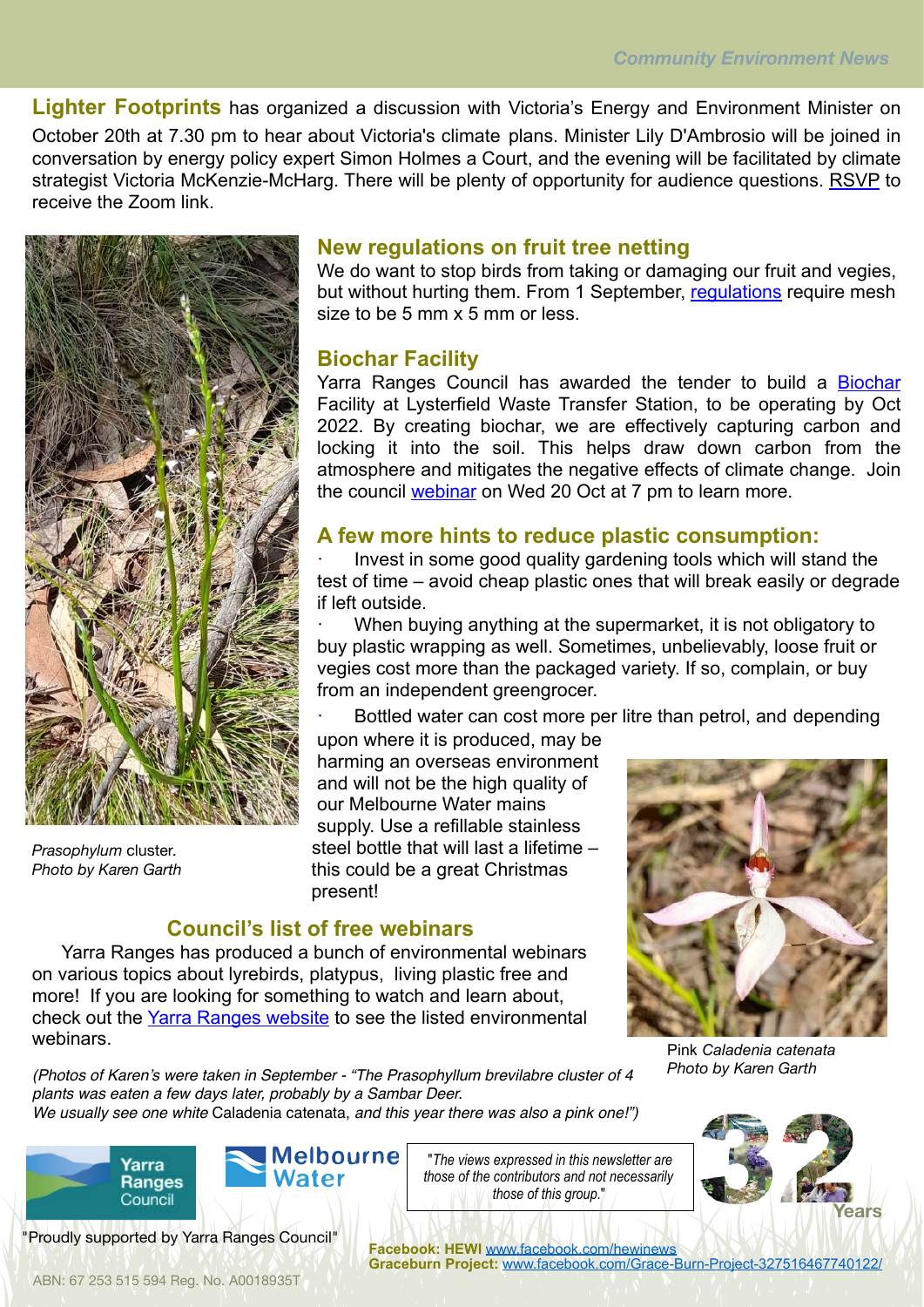**Lighter Footprints** has organized a discussion with Victoria's Energy and Environment Minister on October 20th at 7.30 pm to hear about Victoria's climate plans. Minister Lily D'Ambrosio will be joined in conversation by energy policy expert Simon Holmes a Court, and the evening will be facilitated by climate strategist Victoria McKenzie-McHarg. There will be plenty of opportunity for audience questions. RSVP to receive the Zoom link.

*Prasophylum* cluster.
*Photo by Karen Garth*

## New regulations on fruit tree netting

We do want to stop birds from taking or damaging our fruit and vegies, but without hurting them. From 1 September, regulations require mesh size to be 5 mm x 5 mm or less.

## Biochar Facility

Yarra Ranges Council has awarded the tender to build a Biochar Facility at Lysterfield Waste Transfer Station, to be operating by Oct 2022. By creating biochar, we are effectively capturing carbon and locking it into the soil. This helps draw down carbon from the atmosphere and mitigates the negative effects of climate change. Join the council webinar on Wed 20 Oct at 7 pm to learn more.

## A few more hints to reduce plastic consumption:

- Invest in some good quality gardening tools which will stand the test of time – avoid cheap plastic ones that will break easily or degrade if left outside.
- When buying anything at the supermarket, it is not obligatory to buy plastic wrapping as well. Sometimes, unbelievably, loose fruit or vegies cost more than the packaged variety. If so, complain, or buy from an independent greengrocer.
- Bottled water can cost more per litre than petrol, and depending upon where it is produced, may be harming an overseas environment and will not be the high quality of our Melbourne Water mains supply. Use a refillable stainless steel bottle that will last a lifetime – this could be a great Christmas present!

## Council's list of free webinars

Yarra Ranges has produced a bunch of environmental webinars on various topics about lyrebirds, platypus, living plastic free and more! If you are looking for something to watch and learn about, check out the Yarra Ranges website to see the listed environmental webinars.

Pink *Caladenia catenata*
*Photo by Karen Garth*

*(Photos of Karen's were taken in September - "The Prasophyllum brevilabre cluster of 4 plants was eaten a few days later, probably by a Sambar Deer.*
*We usually see one white* Caladenia catenata, *and this year there was also a pink one!")*

Yarra Ranges Council

Melbourne Water

"*The views expressed in this newsletter are those of the contributors and not necessarily those of this group.*"

32 Years

"Proudly supported by Yarra Ranges Council"

**Facebook: HEWI** www.facebook.com/hewinews
**Graceburn Project:** www.facebook.com/Grace-Burn-Project-327516467740122/

ABN: 67 253 515 594 Reg. No. A0018935T